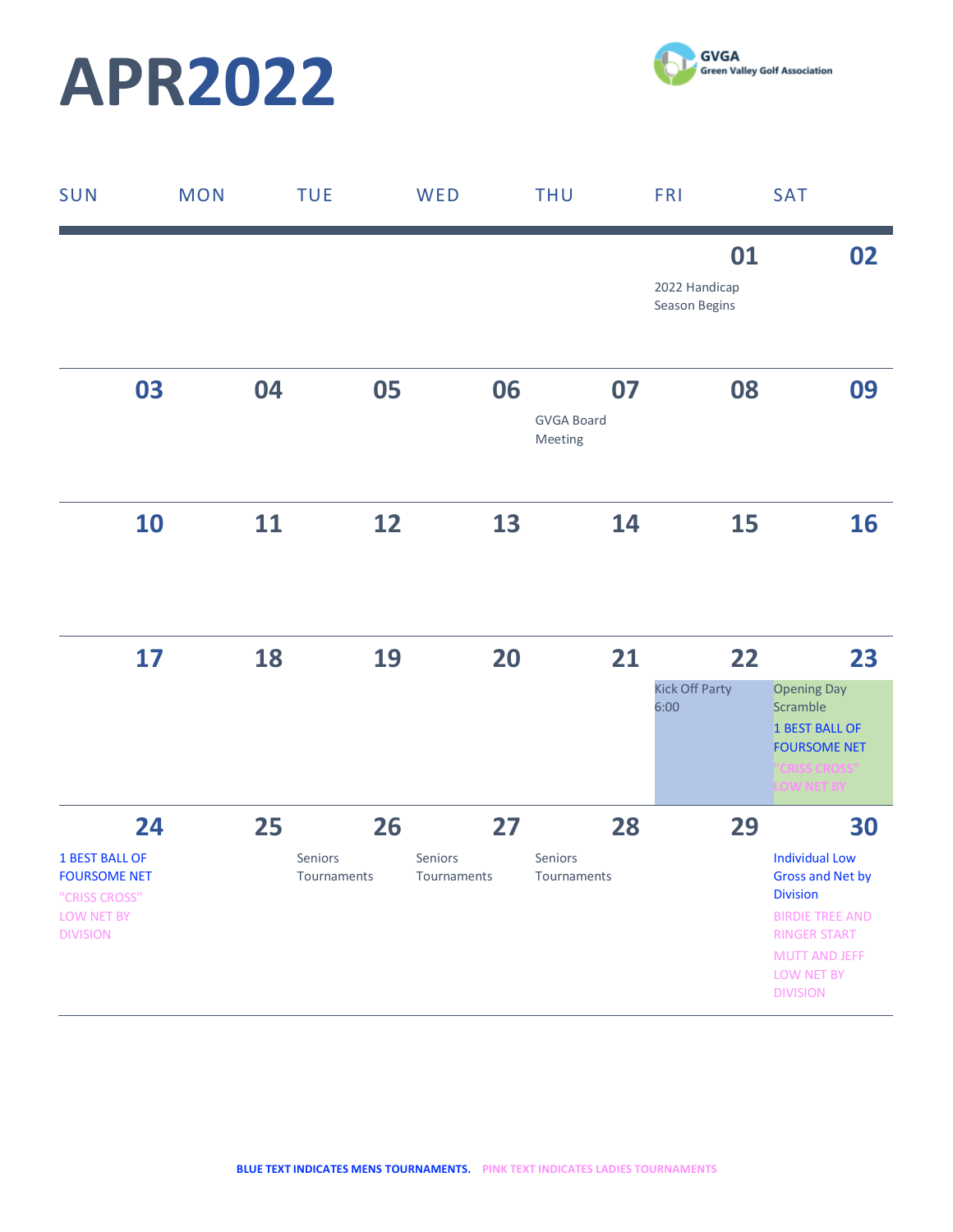# APR2022

GVGA Green Valley Golf Association

| SUN | MON | TUE | WED | THU | FRI | SAT |
|---|---|---|---|---|---|---|
| | | | | | 01<br>2022 Handicap Season Begins | 02 |
| 03 | 04 | 05 | 06 | 07<br>GVGA Board Meeting | 08 | 09 |
| 10 | 11 | 12 | 13 | 14 | 15 | 16 |
| 17 | 18 | 19 | 20 | 21 | 22<br>Kick Off Party 6:00 | 23<br>Opening Day Scramble<br>1 BEST BALL OF FOURSOME NET<br>"CRISS CROSS" LOW NET BY |
| 24<br>1 BEST BALL OF FOURSOME NET<br>"CRISS CROSS" LOW NET BY DIVISION | 25 | 26<br>Seniors Tournaments | 27<br>Seniors Tournaments | 28<br>Seniors Tournaments | 29 | 30<br>Individual Low Gross and Net by Division<br>BIRDIE TREE AND RINGER START<br>MUTT AND JEFF LOW NET BY DIVISION |

**BLUE TEXT INDICATES MENS TOURNAMENTS. PINK TEXT INDICATES LADIES TOURNAMENTS**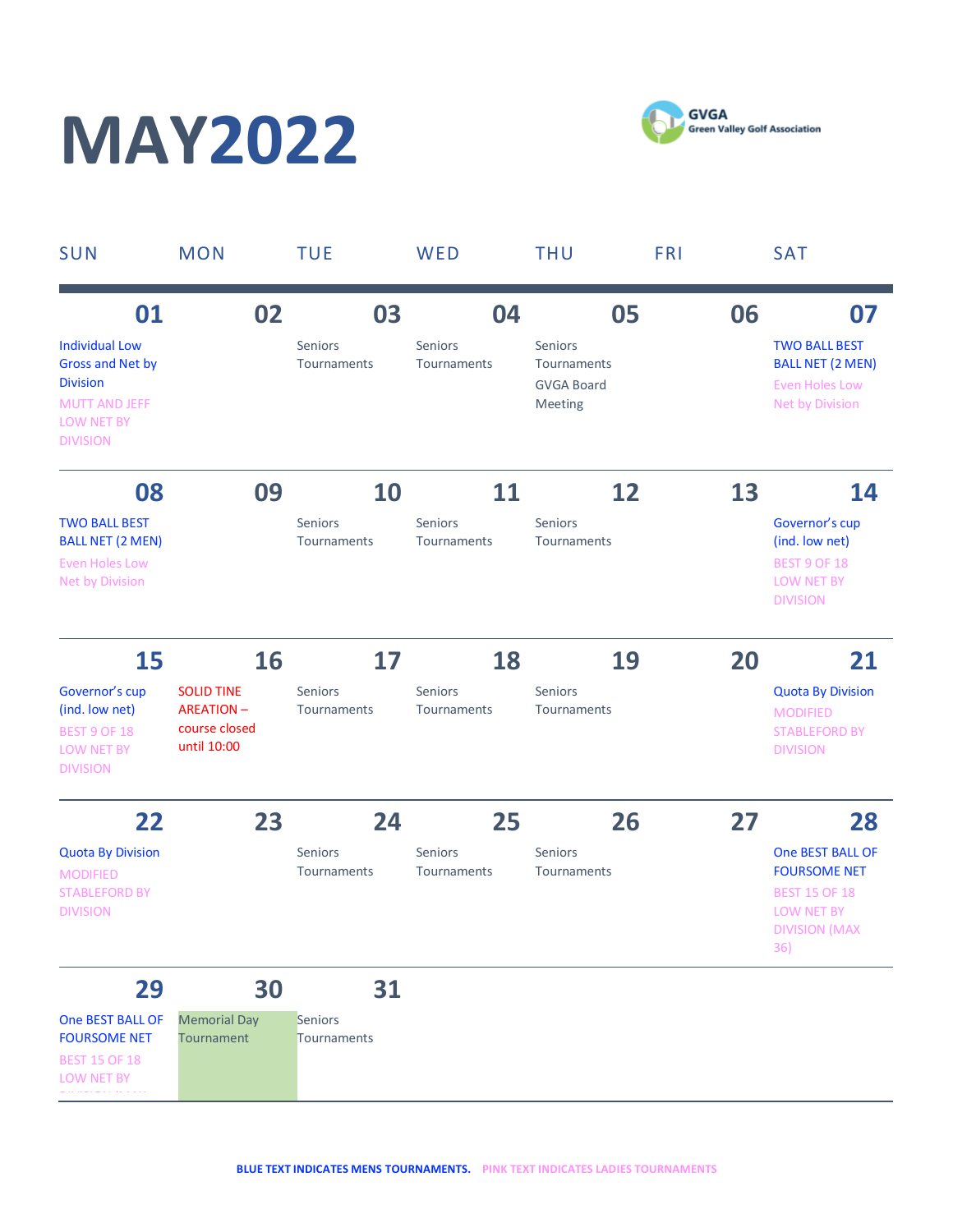# MAY2022

GVGA Green Valley Golf Association

| SUN | MON | TUE | WED | THU | FRI | SAT |
|---|---|---|---|---|---|---|
| **01**<br>Individual Low Gross and Net by Division<br>MUTT AND JEFF LOW NET BY DIVISION | **02** | **03**<br>Seniors Tournaments | **04**<br>Seniors Tournaments | **05**<br>Seniors Tournaments<br>GVGA Board Meeting | **06** | **07**<br>TWO BALL BEST BALL NET (2 MEN)<br>Even Holes Low Net by Division |
| **08**<br>TWO BALL BEST BALL NET (2 MEN)<br>Even Holes Low Net by Division | **09** | **10**<br>Seniors Tournaments | **11**<br>Seniors Tournaments | **12**<br>Seniors Tournaments | **13** | **14**<br>Governor's cup (ind. low net)<br>BEST 9 OF 18 LOW NET BY DIVISION |
| **15**<br>Governor's cup (ind. low net)<br>BEST 9 OF 18 LOW NET BY DIVISION | **16**<br>SOLID TINE AREATION – course closed until 10:00 | **17**<br>Seniors Tournaments | **18**<br>Seniors Tournaments | **19**<br>Seniors Tournaments | **20** | **21**<br>Quota By Division<br>MODIFIED STABLEFORD BY DIVISION |
| **22**<br>Quota By Division<br>MODIFIED STABLEFORD BY DIVISION | **23** | **24**<br>Seniors Tournaments | **25**<br>Seniors Tournaments | **26**<br>Seniors Tournaments | **27** | **28**<br>One BEST BALL OF FOURSOME NET<br>BEST 15 OF 18 LOW NET BY DIVISION (MAX 36) |
| **29**<br>One BEST BALL OF FOURSOME NET<br>BEST 15 OF 18 LOW NET BY | **30**<br>Memorial Day Tournament | **31**<br>Seniors Tournaments | | | | |

**BLUE TEXT INDICATES MENS TOURNAMENTS.** **PINK TEXT INDICATES LADIES TOURNAMENTS**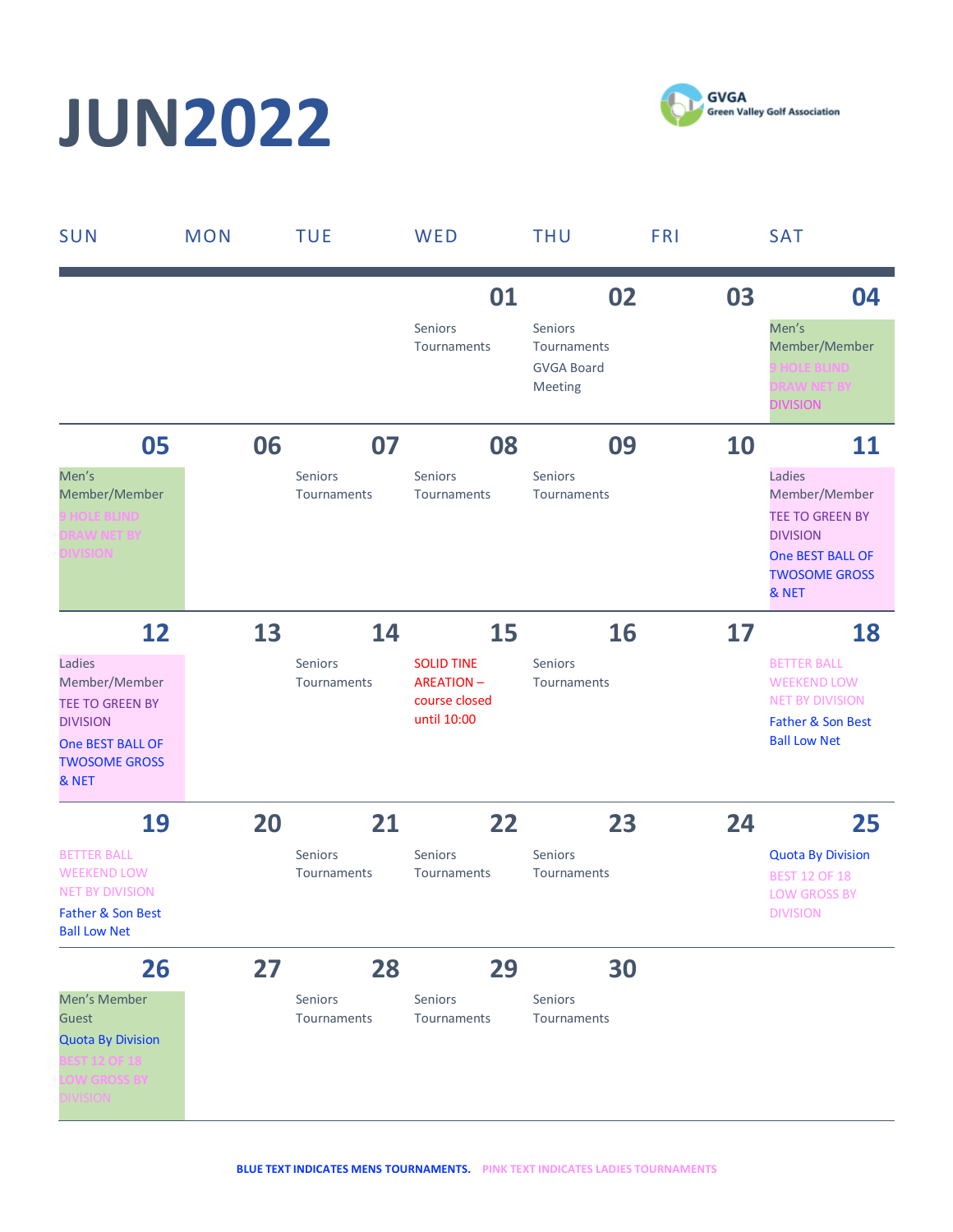# JUN2022

GVGA Green Valley Golf Association

| SUN | MON | TUE | WED | THU | FRI | SAT |
|---|---|---|---|---|---|---|
| | | | **01** Seniors Tournaments | **02** Seniors Tournaments GVGA Board Meeting | **03** | **04** Men's Member/Member 9 HOLE BLIND DRAW NET BY DIVISION |
| **05** Men's Member/Member 9 HOLE BLIND DRAW NET BY DIVISION | **06** | **07** Seniors Tournaments | **08** Seniors Tournaments | **09** Seniors Tournaments | **10** | **11** Ladies Member/Member TEE TO GREEN BY DIVISION One BEST BALL OF TWOSOME GROSS & NET |
| **12** Ladies Member/Member TEE TO GREEN BY DIVISION One BEST BALL OF TWOSOME GROSS & NET | **13** | **14** Seniors Tournaments | **15** SOLID TINE AREATION – course closed until 10:00 | **16** Seniors Tournaments | **17** | **18** BETTER BALL WEEKEND LOW NET BY DIVISION Father & Son Best Ball Low Net |
| **19** BETTER BALL WEEKEND LOW NET BY DIVISION Father & Son Best Ball Low Net | **20** | **21** Seniors Tournaments | **22** Seniors Tournaments | **23** Seniors Tournaments | **24** | **25** Quota By Division BEST 12 OF 18 LOW GROSS BY DIVISION |
| **26** Men's Member Guest Quota By Division BEST 12 OF 18 LOW GROSS BY DIVISION | **27** | **28** Seniors Tournaments | **29** Seniors Tournaments | **30** Seniors Tournaments | | |

**BLUE TEXT INDICATES MENS TOURNAMENTS.** **PINK TEXT INDICATES LADIES TOURNAMENTS**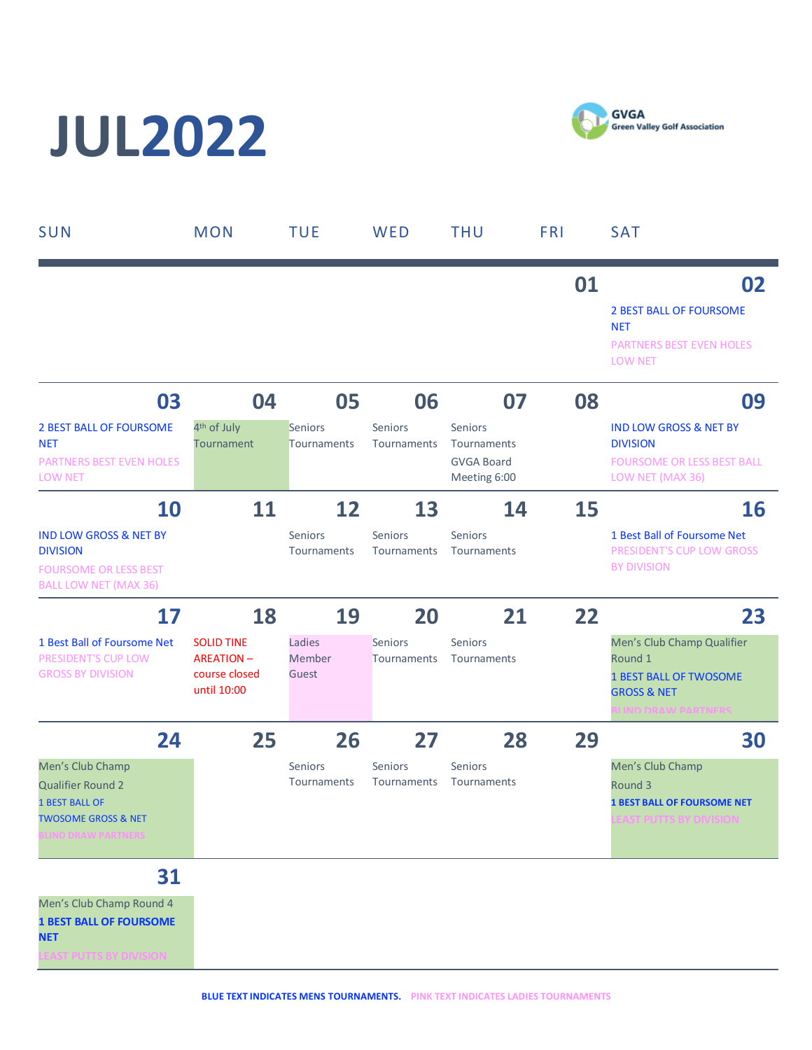# JUL2022

GVGA
Green Valley Golf Association

| SUN | MON | TUE | WED | THU | FRI | SAT |
|---|---|---|---|---|---|---|
| | | | | | 01 | 02<br>2 BEST BALL OF FOURSOME NET<br>PARTNERS BEST EVEN HOLES LOW NET |
| 03<br>2 BEST BALL OF FOURSOME NET<br>PARTNERS BEST EVEN HOLES LOW NET | 04<br>4th of July Tournament | 05<br>Seniors Tournaments | 06<br>Seniors Tournaments | 07<br>Seniors Tournaments<br>GVGA Board Meeting 6:00 | 08 | 09<br>IND LOW GROSS & NET BY DIVISION<br>FOURSOME OR LESS BEST BALL LOW NET (MAX 36) |
| 10<br>IND LOW GROSS & NET BY DIVISION<br>FOURSOME OR LESS BEST BALL LOW NET (MAX 36) | 11 | 12<br>Seniors Tournaments | 13<br>Seniors Tournaments | 14<br>Seniors Tournaments | 15 | 16<br>1 Best Ball of Foursome Net<br>PRESIDENT'S CUP LOW GROSS BY DIVISION |
| 17<br>1 Best Ball of Foursome Net<br>PRESIDENT'S CUP LOW GROSS BY DIVISION | 18<br>SOLID TINE AREATION – course closed until 10:00 | 19<br>Ladies Member Guest | 20<br>Seniors Tournaments | 21<br>Seniors Tournaments | 22 | 23<br>Men's Club Champ Qualifier Round 1<br>1 BEST BALL OF TWOSOME GROSS & NET<br>BLIND DRAW PARTNERS |
| 24<br>Men's Club Champ Qualifier Round 2<br>1 BEST BALL OF TWOSOME GROSS & NET<br>BLIND DRAW PARTNERS | 25 | 26<br>Seniors Tournaments | 27<br>Seniors Tournaments | 28<br>Seniors Tournaments | 29 | 30<br>Men's Club Champ Round 3<br>1 BEST BALL OF FOURSOME NET<br>LEAST PUTTS BY DIVISION |
| 31<br>Men's Club Champ Round 4<br>1 BEST BALL OF FOURSOME NET<br>LEAST PUTTS BY DIVISION | | | | | | |

**BLUE TEXT INDICATES MENS TOURNAMENTS.** **PINK TEXT INDICATES LADIES TOURNAMENTS**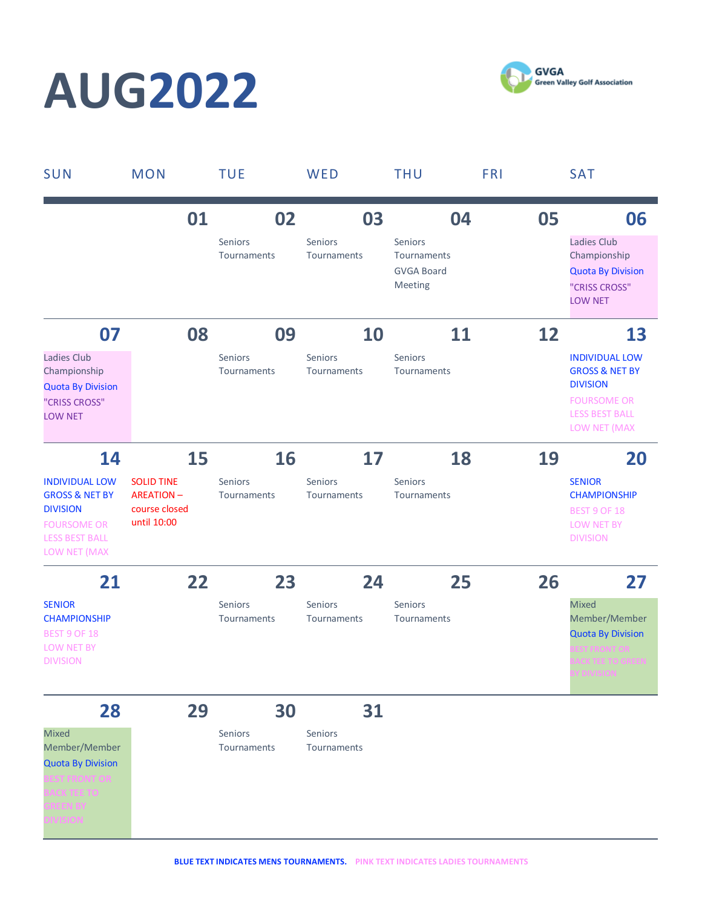# AUG2022

GVGA
Green Valley Golf Association

| SUN | MON | TUE | WED | THU | FRI | SAT |
|---|---|---|---|---|---|---|
| | 01 | 02<br>Seniors Tournaments | 03<br>Seniors Tournaments | 04<br>Seniors Tournaments<br>GVGA Board Meeting | 05 | 06<br>Ladies Club Championship<br>Quota By Division<br>"CRISS CROSS" LOW NET |
| 07<br>Ladies Club Championship<br>Quota By Division<br>"CRISS CROSS" LOW NET | 08 | 09<br>Seniors Tournaments | 10<br>Seniors Tournaments | 11<br>Seniors Tournaments | 12 | 13<br>INDIVIDUAL LOW GROSS & NET BY DIVISION<br>FOURSOME OR LESS BEST BALL LOW NET (MAX |
| 14<br>INDIVIDUAL LOW GROSS & NET BY DIVISION<br>FOURSOME OR LESS BEST BALL LOW NET (MAX | 15<br>SOLID TINE AREATION – course closed until 10:00 | 16<br>Seniors Tournaments | 17<br>Seniors Tournaments | 18<br>Seniors Tournaments | 19 | 20<br>SENIOR CHAMPIONSHIP<br>BEST 9 OF 18 LOW NET BY DIVISION |
| 21<br>SENIOR CHAMPIONSHIP<br>BEST 9 OF 18 LOW NET BY DIVISION | 22 | 23<br>Seniors Tournaments | 24<br>Seniors Tournaments | 25<br>Seniors Tournaments | 26 | 27<br>Mixed Member/Member<br>Quota By Division<br>BEST FRONT OR BACK TEE TO GREEN BY DIVISION |
| 28<br>Mixed Member/Member<br>Quota By Division<br>BEST FRONT OR BACK TEE TO GREEN BY DIVISION | 29 | 30<br>Seniors Tournaments | 31<br>Seniors Tournaments | | | |

**BLUE TEXT INDICATES MENS TOURNAMENTS.** **PINK TEXT INDICATES LADIES TOURNAMENTS**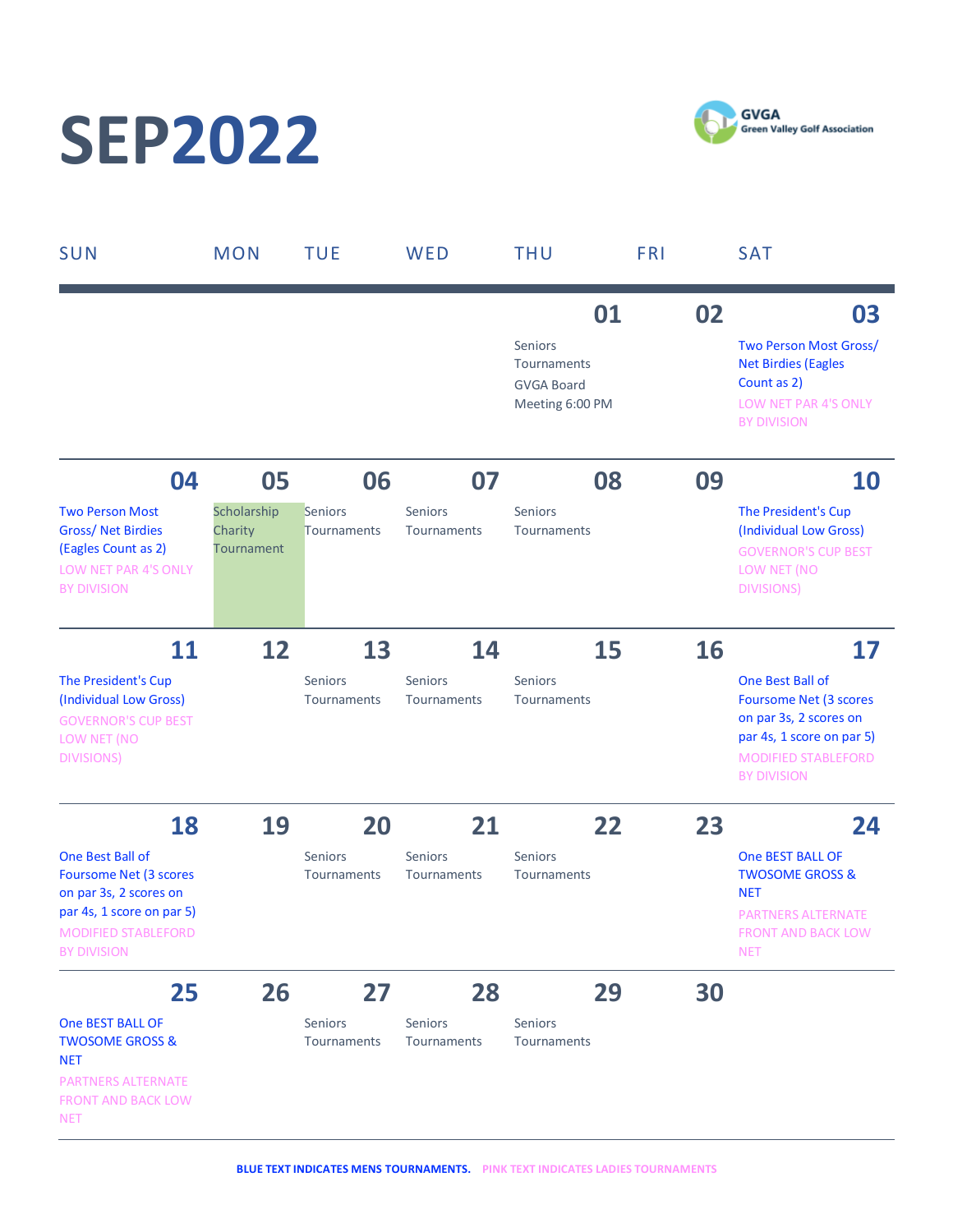# SEP2022

GVGA Green Valley Golf Association

| SUN | MON | TUE | WED | THU | FRI | SAT |
|---|---|---|---|---|---|---|
| | | | | **01** Seniors Tournaments GVGA Board Meeting 6:00 PM | **02** | **03** Two Person Most Gross/ Net Birdies (Eagles Count as 2) LOW NET PAR 4'S ONLY BY DIVISION |
| **04** Two Person Most Gross/ Net Birdies (Eagles Count as 2) LOW NET PAR 4'S ONLY BY DIVISION | **05** Scholarship Charity Tournament | **06** Seniors Tournaments | **07** Seniors Tournaments | **08** Seniors Tournaments | **09** | **10** The President's Cup (Individual Low Gross) GOVERNOR'S CUP BEST LOW NET (NO DIVISIONS) |
| **11** The President's Cup (Individual Low Gross) GOVERNOR'S CUP BEST LOW NET (NO DIVISIONS) | **12** | **13** Seniors Tournaments | **14** Seniors Tournaments | **15** Seniors Tournaments | **16** | **17** One Best Ball of Foursome Net (3 scores on par 3s, 2 scores on par 4s, 1 score on par 5) MODIFIED STABLEFORD BY DIVISION |
| **18** One Best Ball of Foursome Net (3 scores on par 3s, 2 scores on par 4s, 1 score on par 5) MODIFIED STABLEFORD BY DIVISION | **19** | **20** Seniors Tournaments | **21** Seniors Tournaments | **22** Seniors Tournaments | **23** | **24** One BEST BALL OF TWOSOME GROSS & NET PARTNERS ALTERNATE FRONT AND BACK LOW NET |
| **25** One BEST BALL OF TWOSOME GROSS & NET PARTNERS ALTERNATE FRONT AND BACK LOW NET | **26** | **27** Seniors Tournaments | **28** Seniors Tournaments | **29** Seniors Tournaments | **30** | |

**BLUE TEXT INDICATES MENS TOURNAMENTS.** **PINK TEXT INDICATES LADIES TOURNAMENTS**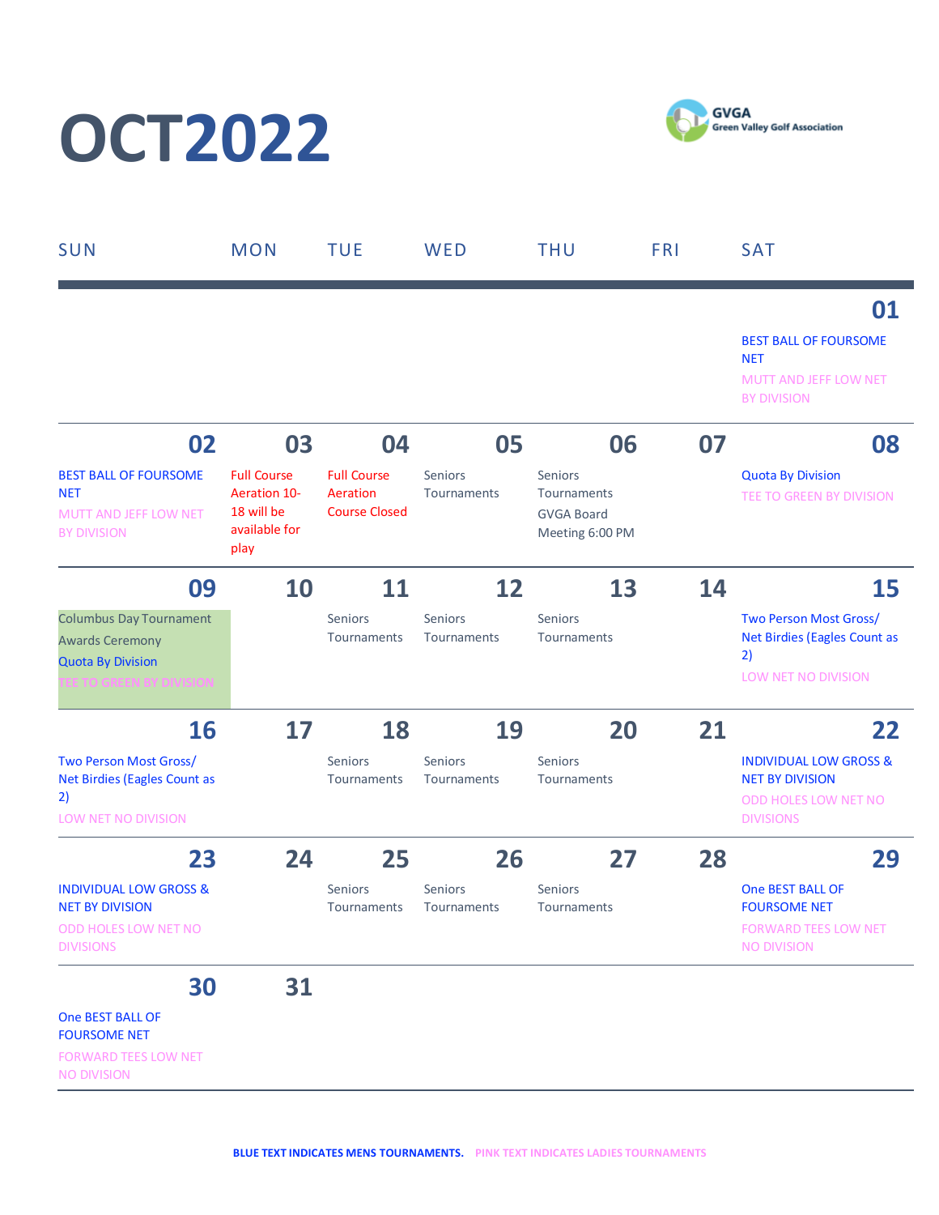# OCT2022

GVGA Green Valley Golf Association

| SUN | MON | TUE | WED | THU | FRI | SAT |
|---|---|---|---|---|---|---|
| | | | | | | **01** BEST BALL OF FOURSOME NET<br>MUTT AND JEFF LOW NET BY DIVISION |
| **02** BEST BALL OF FOURSOME NET<br>MUTT AND JEFF LOW NET BY DIVISION | **03** Full Course Aeration 10-18 will be available for play | **04** Full Course Aeration Course Closed | **05** Seniors Tournaments | **06** Seniors Tournaments<br>GVGA Board Meeting 6:00 PM | **07** | **08** Quota By Division<br>TEE TO GREEN BY DIVISION |
| **09** Columbus Day Tournament<br>Awards Ceremony<br>Quota By Division<br>TEE TO GREEN BY DIVISION | **10** | **11** Seniors Tournaments | **12** Seniors Tournaments | **13** Seniors Tournaments | **14** | **15** Two Person Most Gross/ Net Birdies (Eagles Count as 2)<br>LOW NET NO DIVISION |
| **16** Two Person Most Gross/ Net Birdies (Eagles Count as 2)<br>LOW NET NO DIVISION | **17** | **18** Seniors Tournaments | **19** Seniors Tournaments | **20** Seniors Tournaments | **21** | **22** INDIVIDUAL LOW GROSS & NET BY DIVISION<br>ODD HOLES LOW NET NO DIVISIONS |
| **23** INDIVIDUAL LOW GROSS & NET BY DIVISION<br>ODD HOLES LOW NET NO DIVISIONS | **24** | **25** Seniors Tournaments | **26** Seniors Tournaments | **27** Seniors Tournaments | **28** | **29** One BEST BALL OF FOURSOME NET<br>FORWARD TEES LOW NET NO DIVISION |
| **30** One BEST BALL OF FOURSOME NET<br>FORWARD TEES LOW NET NO DIVISION | **31** | | | | | |

**BLUE TEXT INDICATES MENS TOURNAMENTS.** **PINK TEXT INDICATES LADIES TOURNAMENTS**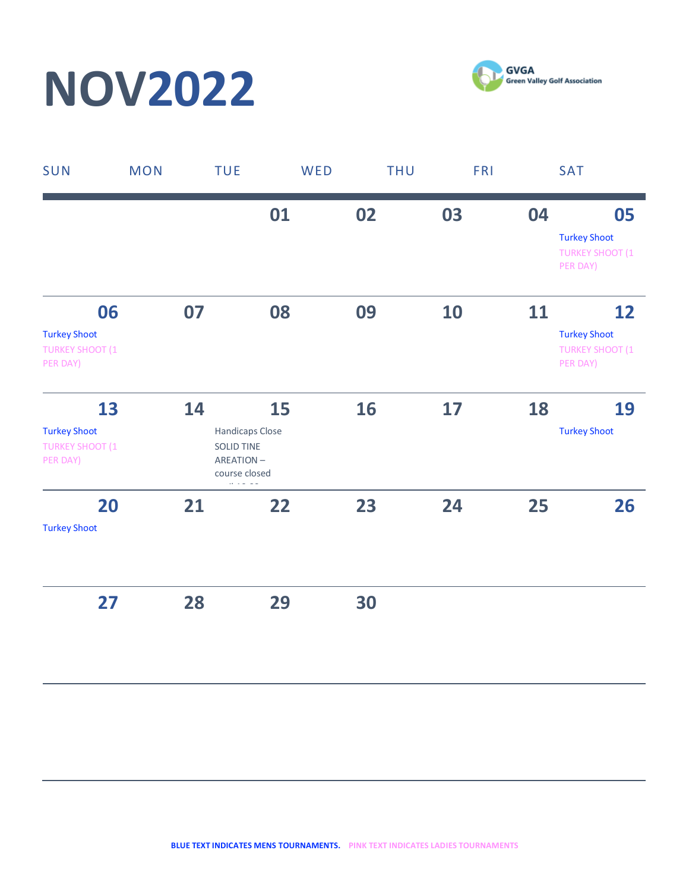# NOV2022

GVGA
Green Valley Golf Association

| SUN | MON | TUE | WED | THU | FRI | SAT |
|---|---|---|---|---|---|---|
| | | 01 | 02 | 03 | 04 | 05<br>Turkey Shoot<br>TURKEY SHOOT (1 PER DAY) |
| 06<br>Turkey Shoot<br>TURKEY SHOOT (1 PER DAY) | 07 | 08 | 09 | 10 | 11 | 12<br>Turkey Shoot<br>TURKEY SHOOT (1 PER DAY) |
| 13<br>Turkey Shoot<br>TURKEY SHOOT (1 PER DAY) | 14 | 15<br>Handicaps Close<br>SOLID TINE AREATION – course closed | 16 | 17 | 18 | 19<br>Turkey Shoot |
| 20<br>Turkey Shoot | 21 | 22 | 23 | 24 | 25 | 26 |
| 27 | 28 | 29 | 30 | | | |

**BLUE TEXT INDICATES MENS TOURNAMENTS.** **PINK TEXT INDICATES LADIES TOURNAMENTS**